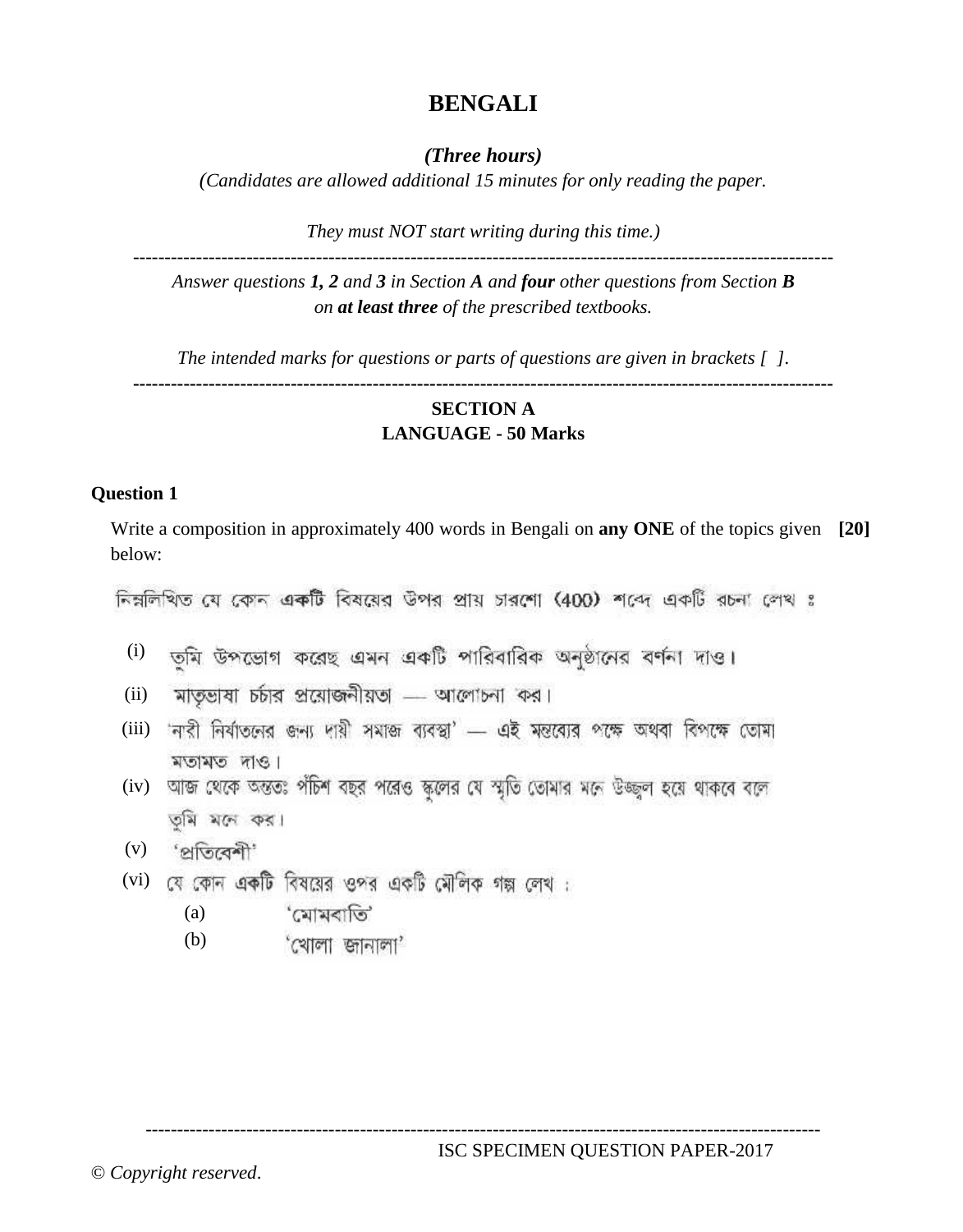# BENGALI

***(Three hours)***

*(Candidates are allowed additional 15 minutes for only reading the paper.*

*They must NOT start writing during this time.)*

---

*Answer questions **1, 2** and **3** in Section **A** and **four** other questions from Section **B** on **at least three** of the prescribed textbooks.*

*The intended marks for questions or parts of questions are given in brackets [ ].*

---

## SECTION A
## LANGUAGE - 50 Marks

### Question 1

Write a composition in approximately 400 words in Bengali on **any ONE** of the topics given below: **[20]**

নিম্নলিখিত যে কোন **একটি** বিষয়ের উপর প্রায় চারশো (400) শব্দে একটি রচনা লেখ ঃ

(i) তুমি উপভোগ করেছ এমন একটি পারিবারিক অনুষ্ঠানের বর্ণনা দাও।

(ii) মাতৃভাষা চর্চার প্রয়োজনীয়তা — আলোচনা কর।

(iii) 'নারী নির্যাতনের জন্য দায়ী সমাজ ব্যবস্থা' — এই মন্তব্যের পক্ষে অথবা বিপক্ষে তোমা মতামত দাও।

(iv) আজ থেকে অন্ততঃ পঁচিশ বছর পরেও স্কুলের যে স্মৃতি তোমার মনে উজ্জ্বল হয়ে থাকবে বলে তুমি মনে কর।

(v) 'প্রতিবেশী'

(vi) যে কোন **একটি** বিষয়ের ওপর একটি মৌলিক গল্প লেখ :

(a) 'মোমবাতি'

(b) 'খোলা জানালা'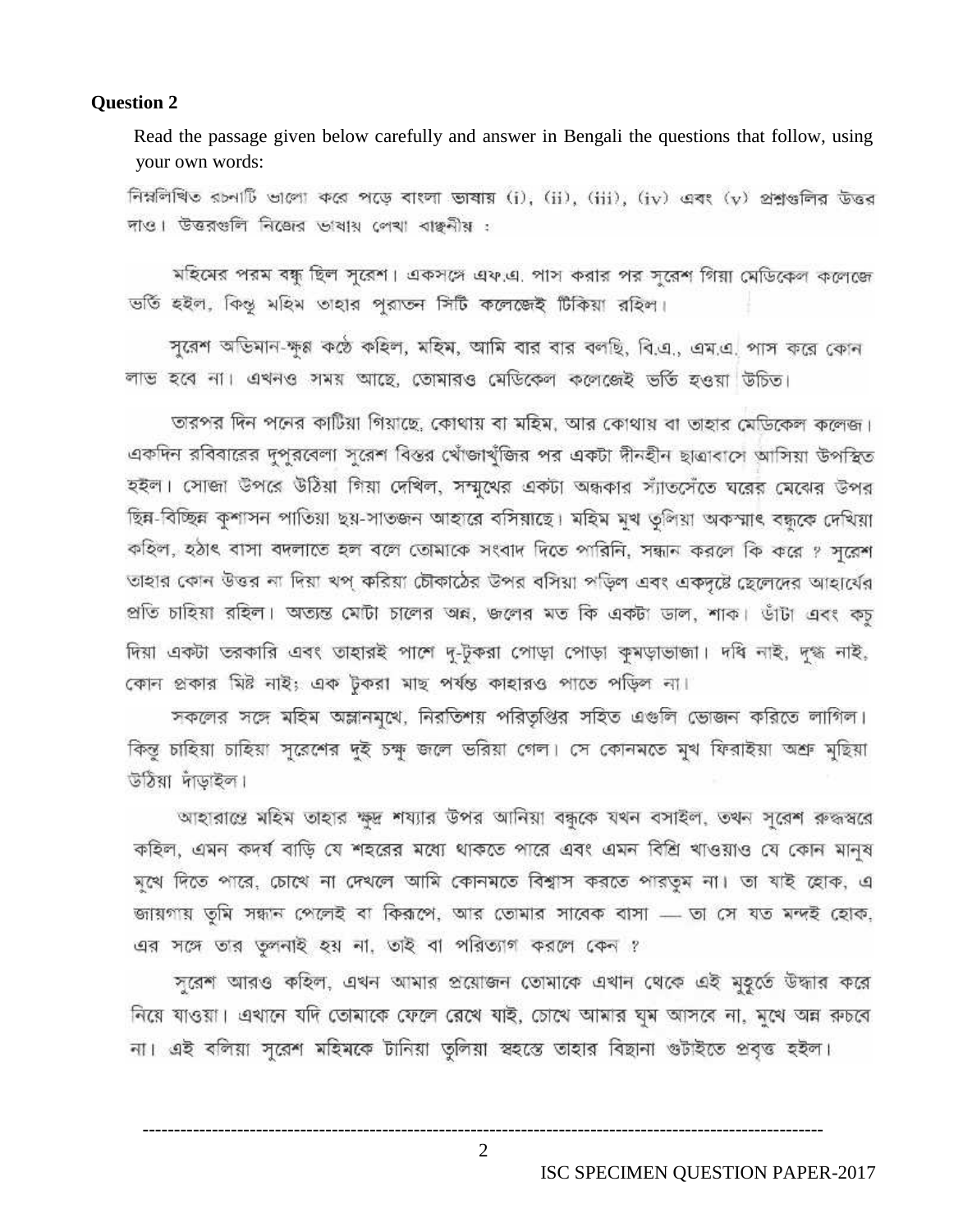**Question 2**

Read the passage given below carefully and answer in Bengali the questions that follow, using your own words:

নিম্নলিখিত রচনাটি ভালো করে পড়ে বাংলা ভাষায় (i), (ii), (iii), (iv) এবং (v) প্রশ্নগুলির উত্তর দাও। উত্তরগুলি নিজের ভাষায় লেখা বাঞ্ছনীয় :

মহিমের পরম বন্ধু ছিল সুরেশ। একসঙ্গে এফ.এ. পাস করার পর সুরেশ গিয়া মেডিকেল কলেজে ভর্তি হইল, কিন্তু মহিম তাহার পুরাতন সিটি কলেজেই টিঁকিয়া রহিল।

সুরেশ অভিমান-ক্ষুণ্ণ কণ্ঠে কহিল, মহিম, আমি বার বার বলছি, বি.এ., এম.এ. পাস করে কোন লাভ হবে না। এখনও সময় আছে, তোমারও মেডিকেল কলেজেই ভর্তি হওয়া উচিত।

তারপর দিন পনের কাটিয়া গিয়াছে, কোথায় বা মহিম, আর কোথায় বা তাহার মেডিকেল কলেজ। একদিন রবিবারের দুপুরবেলা সুরেশ বিস্তর খোঁজাখুঁজির পর একটা দীনহীন ছাত্রাবাসে আসিয়া উপস্থিত হইল। সোজা উপরে উঠিয়া গিয়া দেখিল, সম্মুখের একটা অন্ধকার স্যাঁতসেঁতে ঘরের মেঝের উপর ছিন্ন-বিছিন্ন কুশাসন পাতিয়া ছয়-সাতজন আহারে বসিয়াছে। মহিম মুখ তুলিয়া অকস্মাৎ বন্ধুকে দেখিয়া কহিল, হঠাৎ বাসা বদলাতে হল বলে তোমাকে সংবাদ দিতে পারিনি, সন্ধান করলে কি করে ? সুরেশ তাহার কোন উত্তর না দিয়া থপ্ করিয়া চৌকাঠের উপর বসিয়া পড়িল এবং একদৃষ্টে ছেলেদের আহার্যের প্রতি চাহিয়া রহিল। অত্যন্ত মোটা চালের অন্ন, জলের মত কি একটা ডাল, শাক। ডাঁটা এবং কচু দিয়া একটা তরকারি এবং তাহারই পাশে দু-টুকরা পোড়া পোড়া কুমড়াভাজা। দধি নাই, দুগ্ধ নাই, কোন প্রকার মিষ্ট নাই; এক টুকরা মাছ পর্যন্ত কাহারও পাতে পড়িল না।

সকলের সঙ্গে মহিম অম্লানমুখে, নিরতিশয় পরিতৃপ্তির সহিত এগুলি ভোজন করিতে লাগিল। কিন্তু চাহিয়া চাহিয়া সুরেশের দুই চক্ষু জলে ভরিয়া গেল। সে কোনমতে মুখ ফিরাইয়া অশ্রু মুছিয়া উঠিয়া দাঁড়াইল।

আহারান্তে মহিম তাহার ক্ষুদ্র শয্যার উপর আনিয়া বন্ধুকে যখন বসাইল, তখন সুরেশ রুদ্ধস্বরে কহিল, এমন কদর্য বাড়ি যে শহরের মধ্যে থাকতে পারে এবং এমন বিশ্রি খাওয়াও যে কোন মানুষ মুখে দিতে পারে, চোখে না দেখলে আমি কোনমতে বিশ্বাস করতে পারতুম না। তা যাই হোক, এ জায়গায় তুমি সন্ধান পেলেই বা কিরূপে, আর তোমার সাবেক বাসা — তা সে যত মন্দই হোক, এর সঙ্গে তার তুলনাই হয় না, তাই বা পরিত্যাগ করলে কেন ?

সুরেশ আরও কহিল, এখন আমার প্রয়োজন তোমাকে এখান থেকে এই মুহূর্তে উদ্ধার করে নিয়ে যাওয়া। এখানে যদি তোমাকে ফেলে রেখে যাই, চোখে আমার ঘুম আসবে না, মুখে অন্ন রুচবে না। এই বলিয়া সুরেশ মহিমকে টানিয়া তুলিয়া স্বহস্তে তাহার বিছানা গুটাইতে প্রবৃত্ত হইল।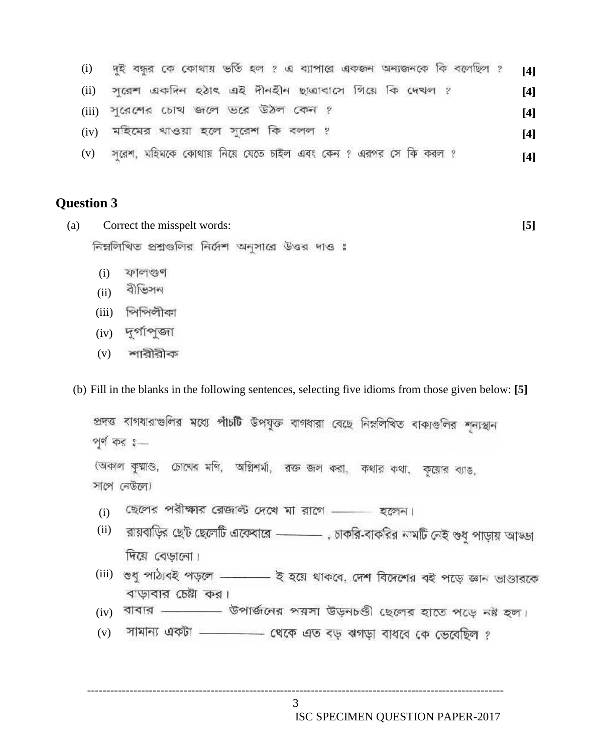(i) দুই বন্ধুর কে কোথায় ভর্তি হল ? এ ব্যাপারে একজন অন্যজনকে কি বলেছিল ? **[4]**

(ii) সুরেশ একদিন হঠাৎ এই দীনহীন ছাত্রাবাসে গিয়ে কি দেখল ? **[4]**

(iii) সুরেশের চোখ জলে ভরে উঠল কেন ? **[4]**

(iv) মহিমের খাওয়া হলে সুরেশ কি বলল ? **[4]**

(v) সুরেশ, মহিমকে কোথায় নিয়ে যেতে চাইল এবং কেন ? এরপর সে কি করল ? **[4]**

## Question 3

(a) Correct the misspelt words: **[5]**

নিম্নলিখিত প্রশ্নগুলির নির্দেশ অনুসারে উত্তর দাও ঃ

(i) ফালগুণ

(ii) বীভিসন

(iii) পিপিলীকা

(iv) দূর্গাপুজা

(v) শারীরীক

(b) Fill in the blanks in the following sentences, selecting five idioms from those given below: **[5]**

প্রদত্ত বাগধারাগুলির মধ্যে **পাঁচটি** উপযুক্ত বাগধারা বেছে নিম্নলিখিত বাক্যগুলির শূন্যস্থান পূর্ণ কর ঃ—

(অকাল কুষ্মাণ্ড, চোখের মণি, অগ্নিশর্মা, রক্ত জল করা, কথার কথা, কুয়োর ব্যাঙ, সাপে নেউলে)

(i) ছেলের পরীক্ষার রেজাল্ট দেখে মা রাগে ——— হলেন।

(ii) রায়বাড়ির ছোট ছেলেটি একেবারে ———, চাকরি-বাকরির নামটি নেই শুধু পাড়ায় আড্ডা দিয়ে বেড়ানো।

(iii) শুধু পাঠ্যবই পড়লে ——— ই হয়ে থাকবে, দেশ বিদেশের বই পড়ে জ্ঞান ভাণ্ডারকে বাড়াবার চেষ্টা কর।

(iv) বাবার ——— উপার্জনের পয়সা উড়নচণ্ডী ছেলের হাতে পড়ে নষ্ট হল।

(v) সামান্য একটা ——— থেকে এত বড় ঝগড়া বাধবে কে ভেবেছিল ?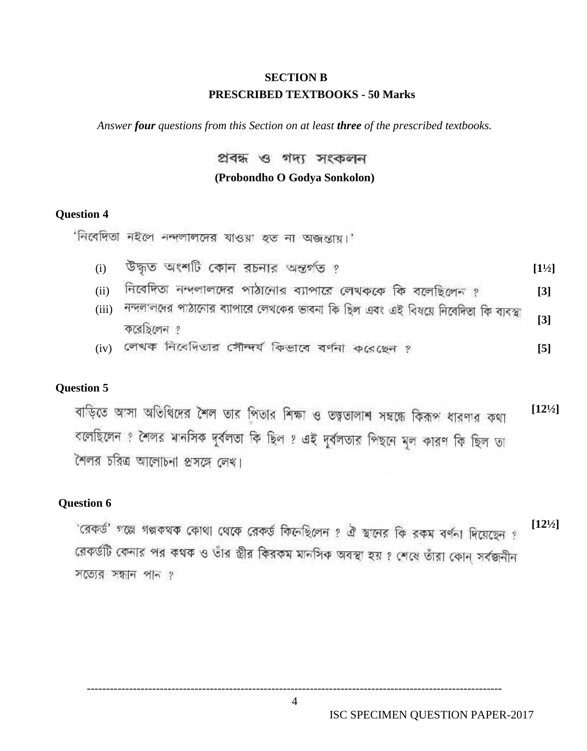## SECTION B

## PRESCRIBED TEXTBOOKS - 50 Marks

*Answer **four** questions from this Section on at least **three** of the prescribed textbooks.*

### প্রবন্ধ ও গদ্য সংকলন

### (Probondho O Godya Sonkolon)

**Question 4**

'নিবেদিতা নইলে নন্দলালদের যাওয়া হত না অজন্তায়।'

(i) উদ্ধৃত অংশটি কোন রচনার অন্তর্গত ? **[1½]**

(ii) নিবেদিতা নন্দলালদের পাঠানোর ব্যাপারে লেখককে কি বলেছিলেন ? **[3]**

(iii) নন্দলালদের পাঠানোর ব্যাপারে লেখকের ভাবনা কি ছিল এবং এই বিষয়ে নিবেদিতা কি ব্যবস্থা করেছিলেন ? **[3]**

(iv) লেখক নিবেদিতার সৌন্দর্য কিভাবে বর্ণনা করেছেন ? **[5]**

**Question 5**

বাড়িতে আসা অতিথিদের শৈল তার পিতার শিক্ষা ও তত্ত্বতালাশ সম্বন্ধে কিরূপ ধারণার কথা বলেছিলেন ? শৈলর মানসিক দুর্বলতা কি ছিল ? এই দুর্বলতার পিছনে মূল কারণ কি ছিল তা শৈলর চরিত্র আলোচনা প্রসঙ্গে লেখ। **[12½]**

**Question 6**

'রেকর্ড' গল্পে গল্পকথক কোথা থেকে রেকর্ড কিনেছিলেন ? ঐ স্থানের কি রকম বর্ণনা দিয়েছেন ? রেকর্ডটি কেনার পর কথক ও তাঁর স্ত্রীর কিরকম মানসিক অবস্থা হয় ? শেষে তাঁরা কোন্ সর্বজনীন সত্যের সন্ধান পান ? **[12½]**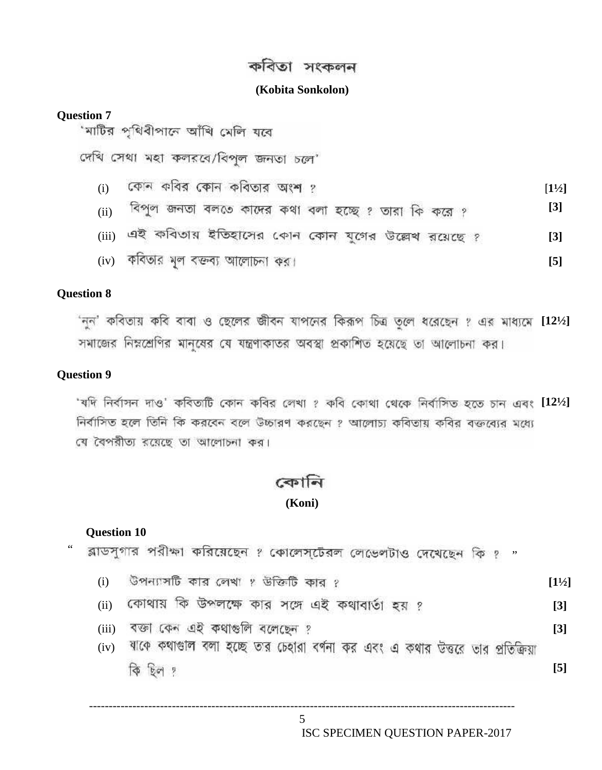## কবিতা সংকলন

**(Kobita Sonkolon)**

**Question 7**

'মাটির পৃথিবীপানে আঁখি মেলি যবে

দেখি সেথা মহা কলরবে/বিপুল জনতা চলে'

(i) কোন কবির কোন কবিতার অংশ ? [1½]

(ii) বিপুল জনতা বলতে কাদের কথা বলা হচ্ছে ? তারা কি করে ? [3]

(iii) এই কবিতায় ইতিহাসের কোন কোন যুগের উল্লেখ রয়েছে ? [3]

(iv) কবিতার মূল বক্তব্য আলোচনা কর। [5]

**Question 8**

'নুন' কবিতায় কবি বাবা ও ছেলের জীবন যাপনের কিরূপ চিত্র তুলে ধরেছেন ? এর মাধ্যমে সমাজের নিম্নশ্রেণির মানুষের যে যন্ত্রণাকাতর অবস্থা প্রকাশিত হয়েছে তা আলোচনা কর। [12½]

**Question 9**

'যদি নির্বাসন দাও' কবিতাটি কোন কবির লেখা ? কবি কোথা থেকে নির্বাসিত হতে চান এবং নির্বাসিত হলে তিনি কি করবেন বলে উচ্চারণ করছেন ? আলোচ্য কবিতায় কবির বক্তব্যের মধ্যে যে বৈপরীত্য রয়েছে তা আলোচনা কর। [12½]

## কোনি

**(Koni)**

**Question 10**

" ব্লাডসুগার পরীক্ষা করিয়েছেন ? কোলেস্টেরল লেভেলটাও দেখেছেন কি ? "

(i) উপন্যাসটি কার লেখা ? উক্তিটি কার ? [1½]

(ii) কোথায় কি উপলক্ষে কার সঙ্গে এই কথাবার্তা হয় ? [3]

(iii) বক্তা কেন এই কথাগুলি বলেছেন ? [3]

(iv) যাকে কথাগুলি বলা হচ্ছে তার চেহারা বর্ণনা কর এবং এ কথার উত্তরে তার প্রতিক্রিয়া কি ছিল ? [5]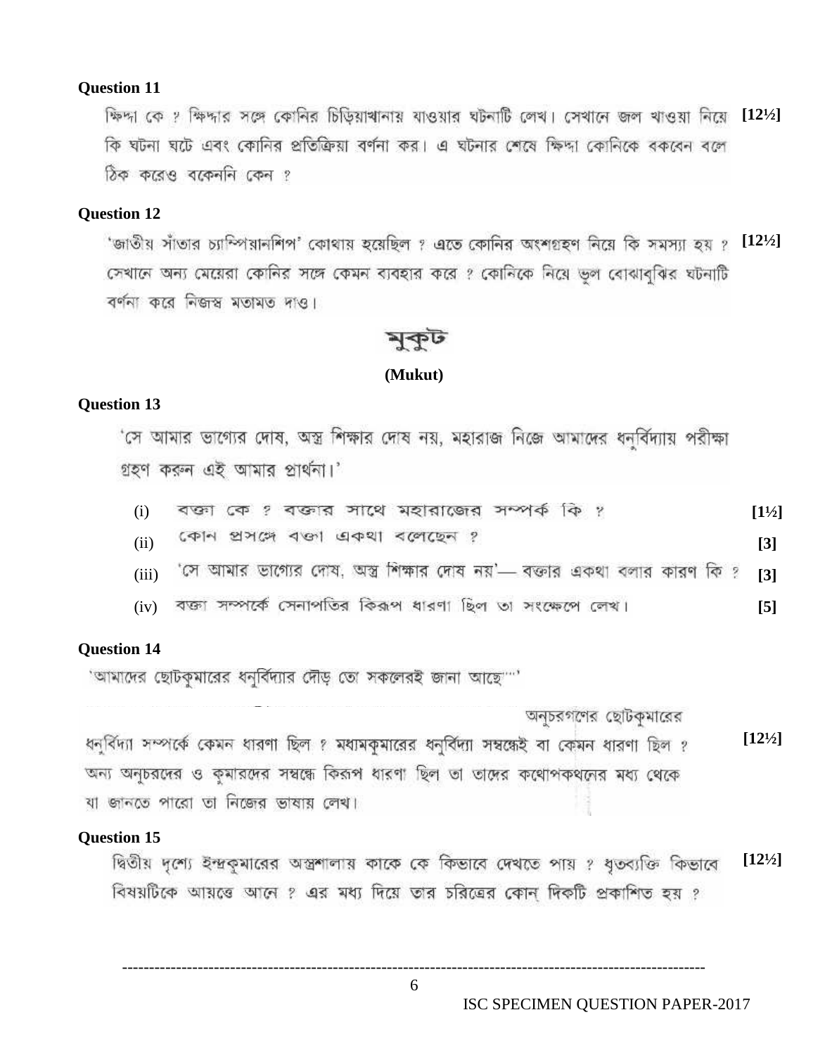**Question 11**

ক্ষিদ্দা কে ? ক্ষিদ্দার সঙ্গে কোনির চিড়িয়াখানায় যাওয়ার ঘটনাটি লেখ। সেখানে জল খাওয়া নিয়ে কি ঘটনা ঘটে এবং কোনির প্রতিক্রিয়া বর্ণনা কর। এ ঘটনার শেষে ক্ষিদ্দা কোনিকে বকবেন বলে ঠিক করেও বকেননি কেন ? **[12½]**

**Question 12**

'জাতীয় সাঁতার চ্যাম্পিয়ানশিপ' কোথায় হয়েছিল ? এতে কোনির অংশগ্রহণ নিয়ে কি সমস্যা হয় ? সেখানে অন্য মেয়েরা কোনির সঙ্গে কেমন ব্যবহার করে ? কোনিকে নিয়ে ভুল বোঝাবুঝির ঘটনাটি বর্ণনা করে নিজস্ব মতামত দাও। **[12½]**

# মুকুট

**(Mukut)**

**Question 13**

'সে আমার ভাগ্যের দোষ, অস্ত্র শিক্ষার দোষ নয়, মহারাজ নিজে আমাদের ধনুর্বিদ্যায় পরীক্ষা গ্রহণ করুন এই আমার প্রার্থনা।'

(i) বক্তা কে ? বক্তার সাথে মহারাজের সম্পর্ক কি ? **[1½]**

(ii) কোন প্রসঙ্গে বক্তা একথা বলেছেন ? **[3]**

(iii) 'সে আমার ভাগ্যের দোষ, অস্ত্র শিক্ষার দোষ নয়'— বক্তার একথা বলার কারণ কি ? **[3]**

(iv) বক্তা সম্পর্কে সেনাপতির কিরূপ ধারণা ছিল তা সংক্ষেপে লেখ। **[5]**

**Question 14**

'আমাদের ছোটকুমারের ধনুর্বিদ্যার দৌড় তো সকলেরই জানা আছে'''

অনুচরগণের ছোটকুমারের ধনুর্বিদ্যা সম্পর্কে কেমন ধারণা ছিল ? মধ্যমকুমারের ধনুর্বিদ্যা সম্বন্ধেই বা কেমন ধারণা ছিল ? অন্য অনুচরদের ও কুমারদের সম্বন্ধে কিরূপ ধারণা ছিল তা তাদের কথোপকথনের মধ্য থেকে যা জানতে পারো তা নিজের ভাষায় লেখ। **[12½]**

**Question 15**

দ্বিতীয় দৃশ্যে ইন্দ্রকুমারের অস্ত্রশালায় কাকে কে কিভাবে দেখতে পায় ? ধৃতব্যক্তি কিভাবে বিষয়টিকে আয়ত্তে আনে ? এর মধ্য দিয়ে তার চরিত্রের কোন্ দিকটি প্রকাশিত হয় ? **[12½]**